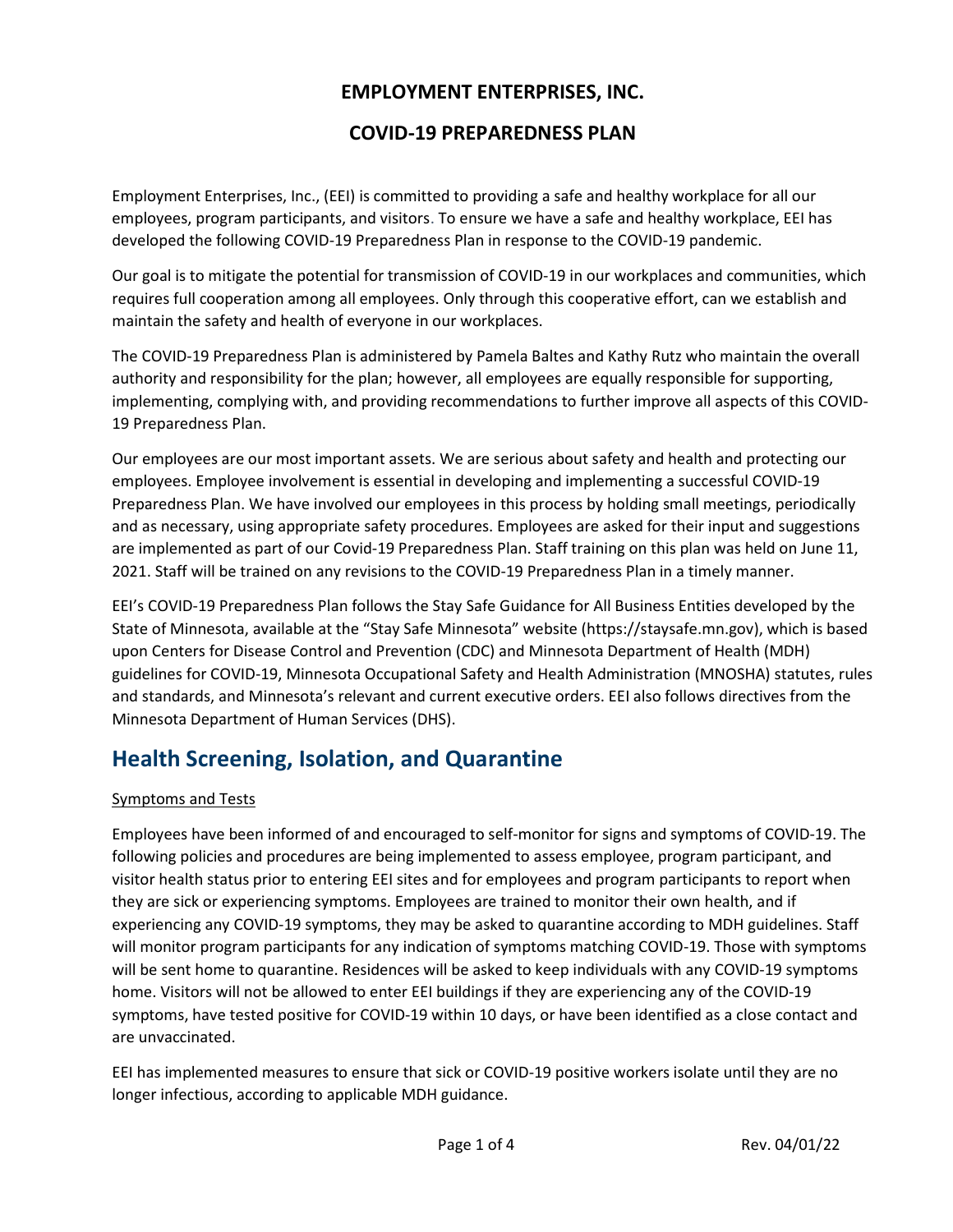# EMPLOYMENT ENTERPRISES, INC.

# COVID-19 PREPAREDNESS PLAN

Employment Enterprises, Inc., (EEI) is committed to providing a safe and healthy workplace for all our employees, program participants, and visitors. To ensure we have a safe and healthy workplace, EEI has developed the following COVID-19 Preparedness Plan in response to the COVID-19 pandemic.

Our goal is to mitigate the potential for transmission of COVID-19 in our workplaces and communities, which requires full cooperation among all employees. Only through this cooperative effort, can we establish and maintain the safety and health of everyone in our workplaces.

The COVID-19 Preparedness Plan is administered by Pamela Baltes and Kathy Rutz who maintain the overall authority and responsibility for the plan; however, all employees are equally responsible for supporting, implementing, complying with, and providing recommendations to further improve all aspects of this COVID-19 Preparedness Plan.

Our employees are our most important assets. We are serious about safety and health and protecting our employees. Employee involvement is essential in developing and implementing a successful COVID-19 Preparedness Plan. We have involved our employees in this process by holding small meetings, periodically and as necessary, using appropriate safety procedures. Employees are asked for their input and suggestions are implemented as part of our Covid-19 Preparedness Plan. Staff training on this plan was held on June 11, 2021. Staff will be trained on any revisions to the COVID-19 Preparedness Plan in a timely manner.

EEI's COVID-19 Preparedness Plan follows the Stay Safe Guidance for All Business Entities developed by the State of Minnesota, available at the "Stay Safe Minnesota" website (https://staysafe.mn.gov), which is based upon Centers for Disease Control and Prevention (CDC) and Minnesota Department of Health (MDH) guidelines for COVID-19, Minnesota Occupational Safety and Health Administration (MNOSHA) statutes, rules and standards, and Minnesota's relevant and current executive orders. EEI also follows directives from the Minnesota Department of Human Services (DHS).

## Health Screening, Isolation, and Quarantine

Symptoms and Tests

Employees have been informed of and encouraged to self-monitor for signs and symptoms of COVID-19. The following policies and procedures are being implemented to assess employee, program participant, and visitor health status prior to entering EEI sites and for employees and program participants to report when they are sick or experiencing symptoms. Employees are trained to monitor their own health, and if experiencing any COVID-19 symptoms, they may be asked to quarantine according to MDH guidelines. Staff will monitor program participants for any indication of symptoms matching COVID-19. Those with symptoms will be sent home to quarantine. Residences will be asked to keep individuals with any COVID-19 symptoms home. Visitors will not be allowed to enter EEI buildings if they are experiencing any of the COVID-19 symptoms, have tested positive for COVID-19 within 10 days, or have been identified as a close contact and are unvaccinated.

EEI has implemented measures to ensure that sick or COVID-19 positive workers isolate until they are no longer infectious, according to applicable MDH guidance.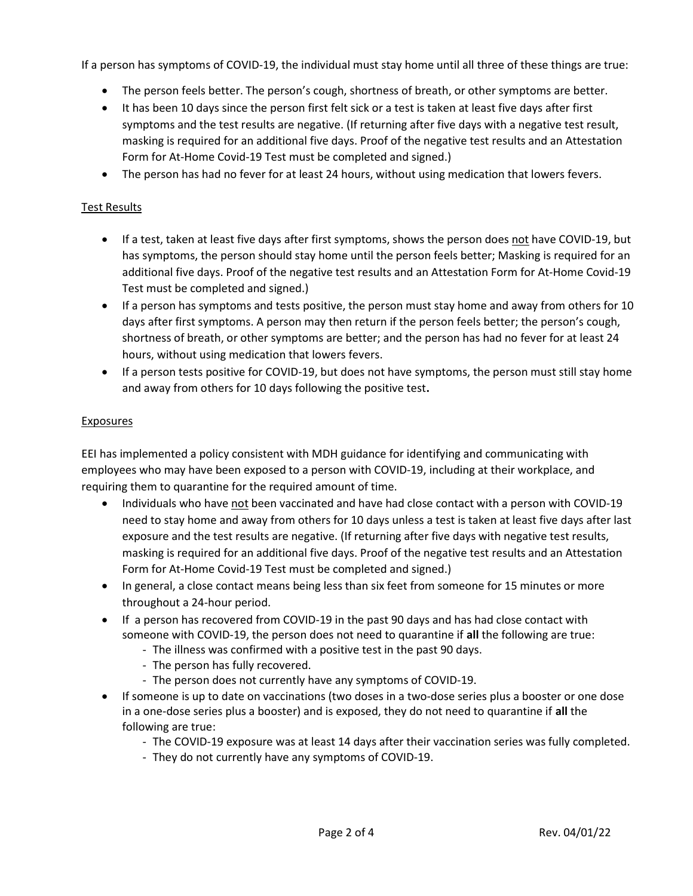If a person has symptoms of COVID-19, the individual must stay home until all three of these things are true:

- The person feels better. The person's cough, shortness of breath, or other symptoms are better.
- It has been 10 days since the person first felt sick or a test is taken at least five days after first symptoms and the test results are negative. (If returning after five days with a negative test result, masking is required for an additional five days. Proof of the negative test results and an Attestation Form for At-Home Covid-19 Test must be completed and signed.)
- The person has had no fever for at least 24 hours, without using medication that lowers fevers.

## Test Results

- If a test, taken at least five days after first symptoms, shows the person does not have COVID-19, but has symptoms, the person should stay home until the person feels better; Masking is required for an additional five days. Proof of the negative test results and an Attestation Form for At-Home Covid-19 Test must be completed and signed.)
- If a person has symptoms and tests positive, the person must stay home and away from others for 10 days after first symptoms. A person may then return if the person feels better; the person's cough, shortness of breath, or other symptoms are better; and the person has had no fever for at least 24 hours, without using medication that lowers fevers.
- If a person tests positive for COVID-19, but does not have symptoms, the person must still stay home and away from others for 10 days following the positive test**.**

## Exposures

EEI has implemented a policy consistent with MDH guidance for identifying and communicating with employees who may have been exposed to a person with COVID-19, including at their workplace, and requiring them to quarantine for the required amount of time.

- Individuals who have not been vaccinated and have had close contact with a person with COVID-19 need to stay home and away from others for 10 days unless a test is taken at least five days after last exposure and the test results are negative. (If returning after five days with negative test results, masking is required for an additional five days. Proof of the negative test results and an Attestation Form for At-Home Covid-19 Test must be completed and signed.)
- In general, a close contact means being less than six feet from someone for 15 minutes or more throughout a 24-hour period.
- If a person has recovered from COVID-19 in the past 90 days and has had close contact with someone with COVID-19, the person does not need to quarantine if **all** the following are true:
  - The illness was confirmed with a positive test in the past 90 days.
  - The person has fully recovered.
  - The person does not currently have any symptoms of COVID-19.
- If someone is up to date on vaccinations (two doses in a two-dose series plus a booster or one dose in a one-dose series plus a booster) and is exposed, they do not need to quarantine if **all** the following are true:
  - The COVID-19 exposure was at least 14 days after their vaccination series was fully completed.
  - They do not currently have any symptoms of COVID-19.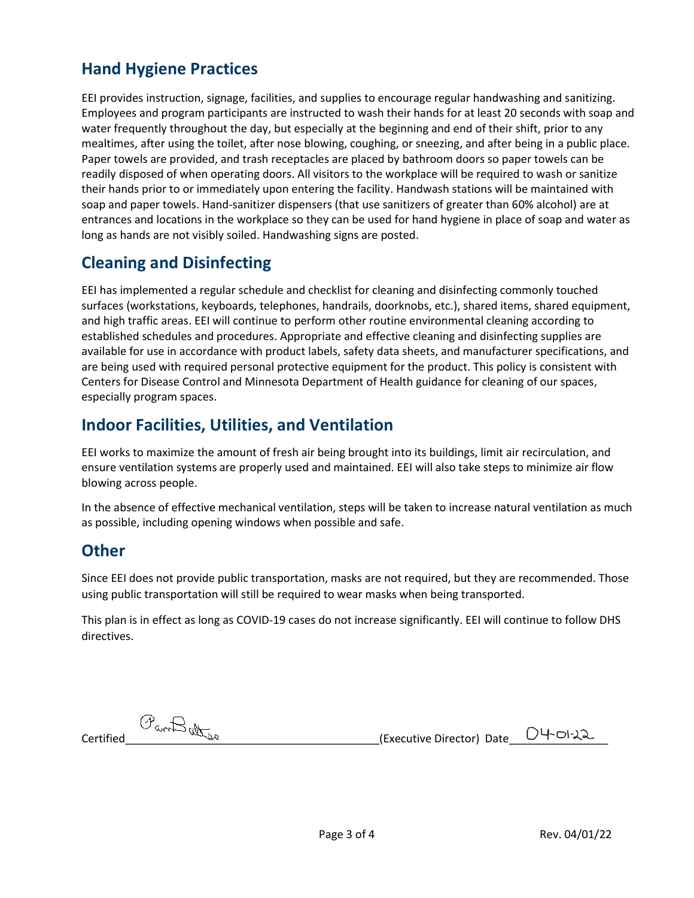## Hand Hygiene Practices

EEI provides instruction, signage, facilities, and supplies to encourage regular handwashing and sanitizing. Employees and program participants are instructed to wash their hands for at least 20 seconds with soap and water frequently throughout the day, but especially at the beginning and end of their shift, prior to any mealtimes, after using the toilet, after nose blowing, coughing, or sneezing, and after being in a public place. Paper towels are provided, and trash receptacles are placed by bathroom doors so paper towels can be readily disposed of when operating doors. All visitors to the workplace will be required to wash or sanitize their hands prior to or immediately upon entering the facility. Handwash stations will be maintained with soap and paper towels. Hand-sanitizer dispensers (that use sanitizers of greater than 60% alcohol) are at entrances and locations in the workplace so they can be used for hand hygiene in place of soap and water as long as hands are not visibly soiled. Handwashing signs are posted.

## Cleaning and Disinfecting

EEI has implemented a regular schedule and checklist for cleaning and disinfecting commonly touched surfaces (workstations, keyboards, telephones, handrails, doorknobs, etc.), shared items, shared equipment, and high traffic areas. EEI will continue to perform other routine environmental cleaning according to established schedules and procedures. Appropriate and effective cleaning and disinfecting supplies are available for use in accordance with product labels, safety data sheets, and manufacturer specifications, and are being used with required personal protective equipment for the product. This policy is consistent with Centers for Disease Control and Minnesota Department of Health guidance for cleaning of our spaces, especially program spaces.

## Indoor Facilities, Utilities, and Ventilation

EEI works to maximize the amount of fresh air being brought into its buildings, limit air recirculation, and ensure ventilation systems are properly used and maintained. EEI will also take steps to minimize air flow blowing across people.

In the absence of effective mechanical ventilation, steps will be taken to increase natural ventilation as much as possible, including opening windows when possible and safe.

## Other

Since EEI does not provide public transportation, masks are not required, but they are recommended. Those using public transportation will still be required to wear masks when being transported.

This plan is in effect as long as COVID-19 cases do not increase significantly. EEI will continue to follow DHS directives.

Certified [signature] (Executive Director) Date 04-01-22

Rev. 04/01/22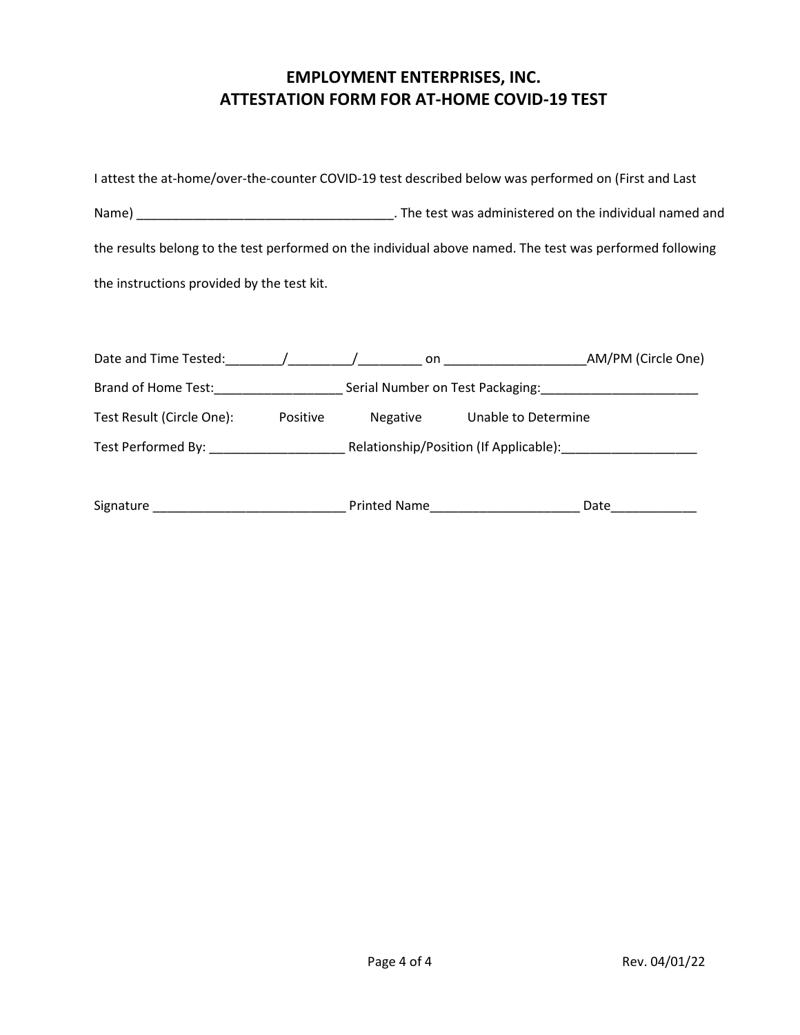# EMPLOYMENT ENTERPRISES, INC.
# ATTESTATION FORM FOR AT-HOME COVID-19 TEST

I attest the at-home/over-the-counter COVID-19 test described below was performed on (First and Last Name) ____________________________________. The test was administered on the individual named and the results belong to the test performed on the individual above named. The test was performed following the instructions provided by the test kit.

Date and Time Tested:________/_________/_________ on ____________________AM/PM (Circle One)

Brand of Home Test:__________________ Serial Number on Test Packaging:______________________

Test Result (Circle One): Positive Negative Unable to Determine

Test Performed By: ___________________ Relationship/Position (If Applicable):___________________

Signature ___________________________ Printed Name_____________________ Date____________

Rev. 04/01/22